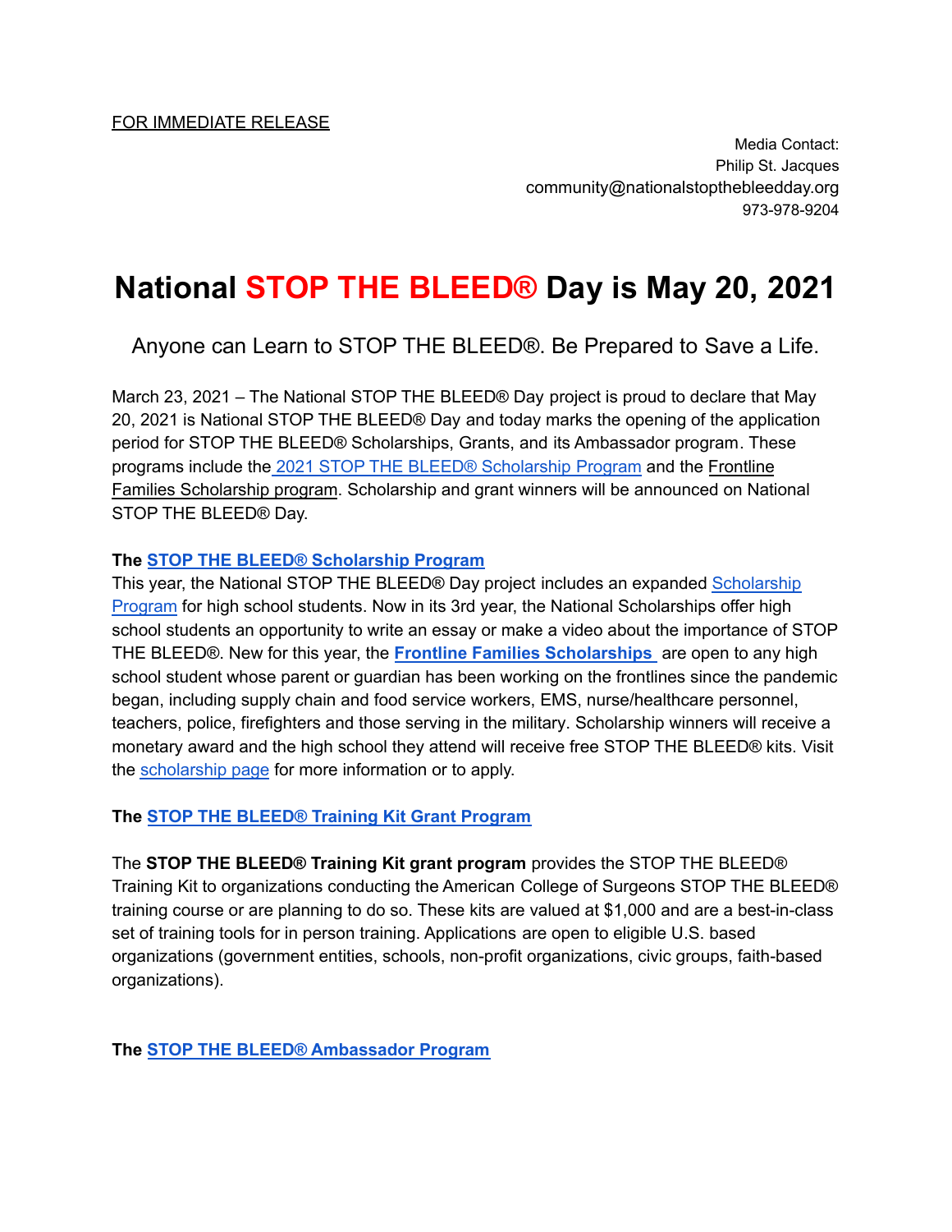FOR IMMEDIATE RELEASE

Media Contact:
Philip St. Jacques
community@nationalstopthebleedday.org
973-978-9204

# National STOP THE BLEED® Day is May 20, 2021

Anyone can Learn to STOP THE BLEED®. Be Prepared to Save a Life.

March 23, 2021 – The National STOP THE BLEED® Day project is proud to declare that May 20, 2021 is National STOP THE BLEED® Day and today marks the opening of the application period for STOP THE BLEED® Scholarships, Grants, and its Ambassador program. These programs include the 2021 STOP THE BLEED® Scholarship Program and the Frontline Families Scholarship program. Scholarship and grant winners will be announced on National STOP THE BLEED® Day.

**The STOP THE BLEED® Scholarship Program**

This year, the National STOP THE BLEED® Day project includes an expanded Scholarship Program for high school students. Now in its 3rd year, the National Scholarships offer high school students an opportunity to write an essay or make a video about the importance of STOP THE BLEED®. New for this year, the **Frontline Families Scholarships** are open to any high school student whose parent or guardian has been working on the frontlines since the pandemic began, including supply chain and food service workers, EMS, nurse/healthcare personnel, teachers, police, firefighters and those serving in the military. Scholarship winners will receive a monetary award and the high school they attend will receive free STOP THE BLEED® kits. Visit the scholarship page for more information or to apply.

**The STOP THE BLEED® Training Kit Grant Program**

The **STOP THE BLEED® Training Kit grant program** provides the STOP THE BLEED® Training Kit to organizations conducting the American College of Surgeons STOP THE BLEED® training course or are planning to do so. These kits are valued at $1,000 and are a best-in-class set of training tools for in person training. Applications are open to eligible U.S. based organizations (government entities, schools, non-profit organizations, civic groups, faith-based organizations).

**The STOP THE BLEED® Ambassador Program**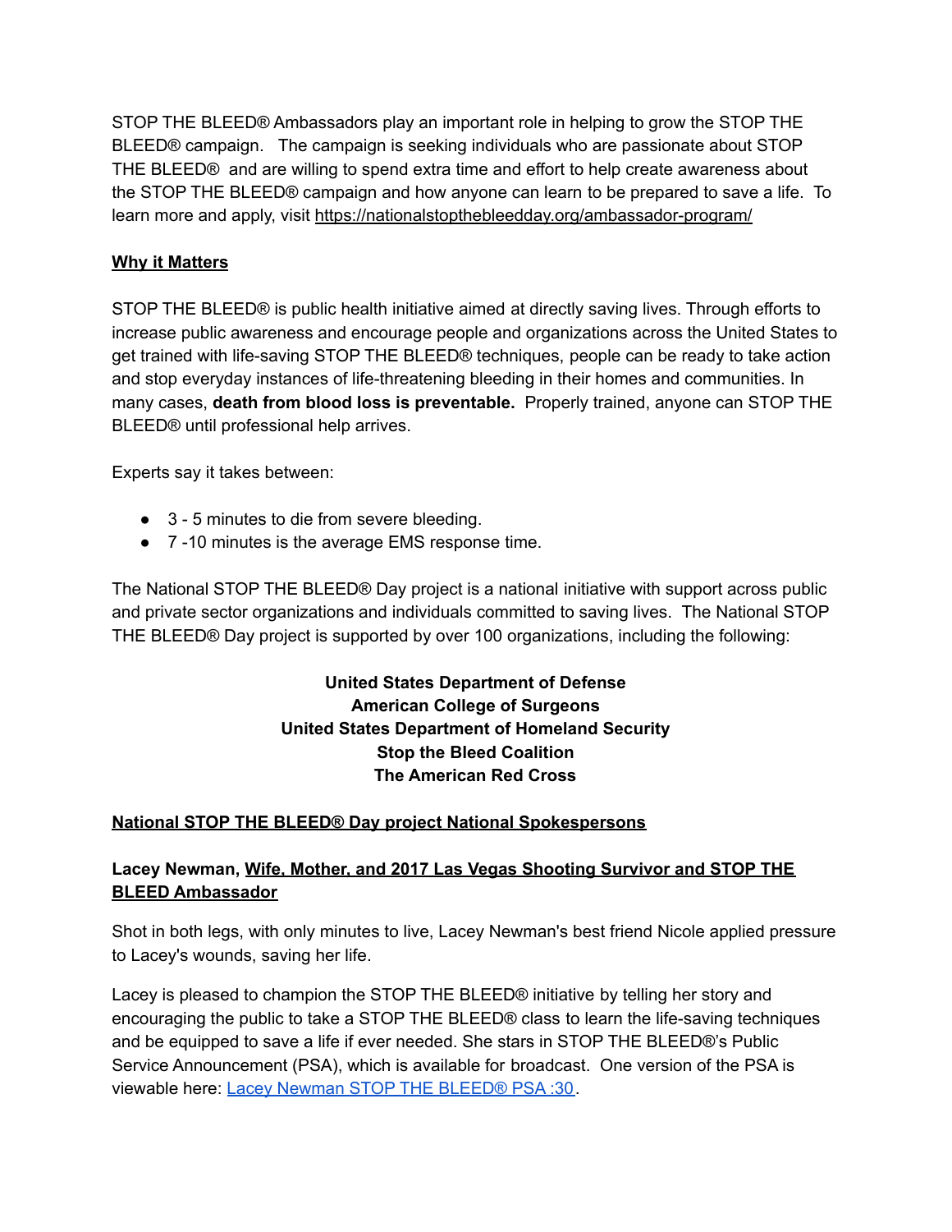STOP THE BLEED® Ambassadors play an important role in helping to grow the STOP THE BLEED® campaign. The campaign is seeking individuals who are passionate about STOP THE BLEED® and are willing to spend extra time and effort to help create awareness about the STOP THE BLEED® campaign and how anyone can learn to be prepared to save a life. To learn more and apply, visit https://nationalstopthebleedday.org/ambassador-program/

**Why it Matters**

STOP THE BLEED® is public health initiative aimed at directly saving lives. Through efforts to increase public awareness and encourage people and organizations across the United States to get trained with life-saving STOP THE BLEED® techniques, people can be ready to take action and stop everyday instances of life-threatening bleeding in their homes and communities. In many cases, **death from blood loss is preventable.** Properly trained, anyone can STOP THE BLEED® until professional help arrives.

Experts say it takes between:

- 3 - 5 minutes to die from severe bleeding.
- 7 -10 minutes is the average EMS response time.

The National STOP THE BLEED® Day project is a national initiative with support across public and private sector organizations and individuals committed to saving lives. The National STOP THE BLEED® Day project is supported by over 100 organizations, including the following:

**United States Department of Defense**
**American College of Surgeons**
**United States Department of Homeland Security**
**Stop the Bleed Coalition**
**The American Red Cross**

**National STOP THE BLEED® Day project National Spokespersons**

**Lacey Newman, Wife, Mother, and 2017 Las Vegas Shooting Survivor and STOP THE BLEED Ambassador**

Shot in both legs, with only minutes to live, Lacey Newman's best friend Nicole applied pressure to Lacey's wounds, saving her life.

Lacey is pleased to champion the STOP THE BLEED® initiative by telling her story and encouraging the public to take a STOP THE BLEED® class to learn the life-saving techniques and be equipped to save a life if ever needed. She stars in STOP THE BLEED®'s Public Service Announcement (PSA), which is available for broadcast. One version of the PSA is viewable here: Lacey Newman STOP THE BLEED® PSA :30.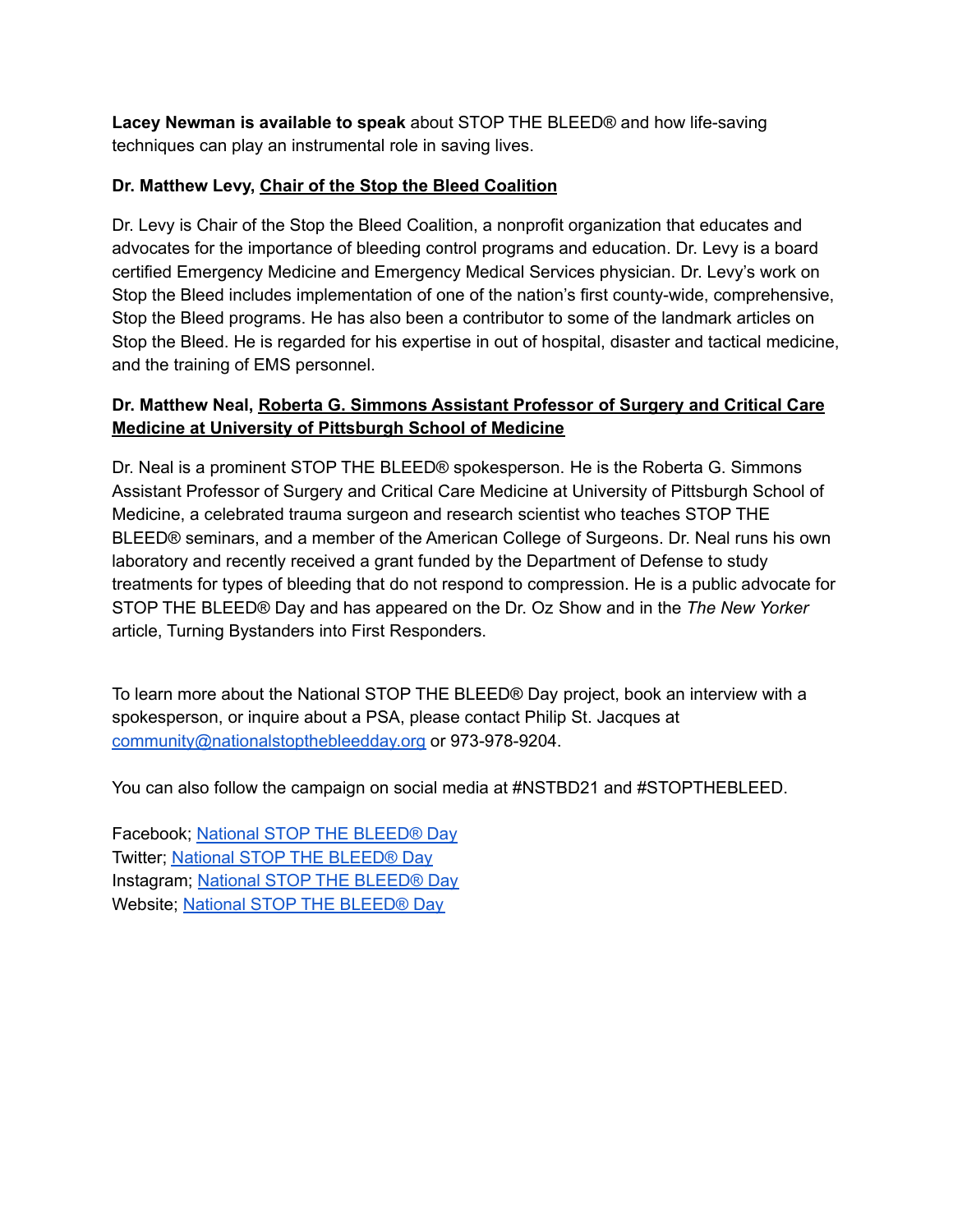**Lacey Newman is available to speak** about STOP THE BLEED® and how life-saving techniques can play an instrumental role in saving lives.

**Dr. Matthew Levy, Chair of the Stop the Bleed Coalition**

Dr. Levy is Chair of the Stop the Bleed Coalition, a nonprofit organization that educates and advocates for the importance of bleeding control programs and education. Dr. Levy is a board certified Emergency Medicine and Emergency Medical Services physician. Dr. Levy's work on Stop the Bleed includes implementation of one of the nation's first county-wide, comprehensive, Stop the Bleed programs. He has also been a contributor to some of the landmark articles on Stop the Bleed. He is regarded for his expertise in out of hospital, disaster and tactical medicine, and the training of EMS personnel.

**Dr. Matthew Neal, Roberta G. Simmons Assistant Professor of Surgery and Critical Care Medicine at University of Pittsburgh School of Medicine**

Dr. Neal is a prominent STOP THE BLEED® spokesperson. He is the Roberta G. Simmons Assistant Professor of Surgery and Critical Care Medicine at University of Pittsburgh School of Medicine, a celebrated trauma surgeon and research scientist who teaches STOP THE BLEED® seminars, and a member of the American College of Surgeons. Dr. Neal runs his own laboratory and recently received a grant funded by the Department of Defense to study treatments for types of bleeding that do not respond to compression. He is a public advocate for STOP THE BLEED® Day and has appeared on the Dr. Oz Show and in the *The New Yorker* article, Turning Bystanders into First Responders.

To learn more about the National STOP THE BLEED® Day project, book an interview with a spokesperson, or inquire about a PSA, please contact Philip St. Jacques at community@nationalstopthebleedday.org or 973-978-9204.

You can also follow the campaign on social media at #NSTBD21 and #STOPTHEBLEED.

Facebook; National STOP THE BLEED® Day
Twitter; National STOP THE BLEED® Day
Instagram; National STOP THE BLEED® Day
Website; National STOP THE BLEED® Day